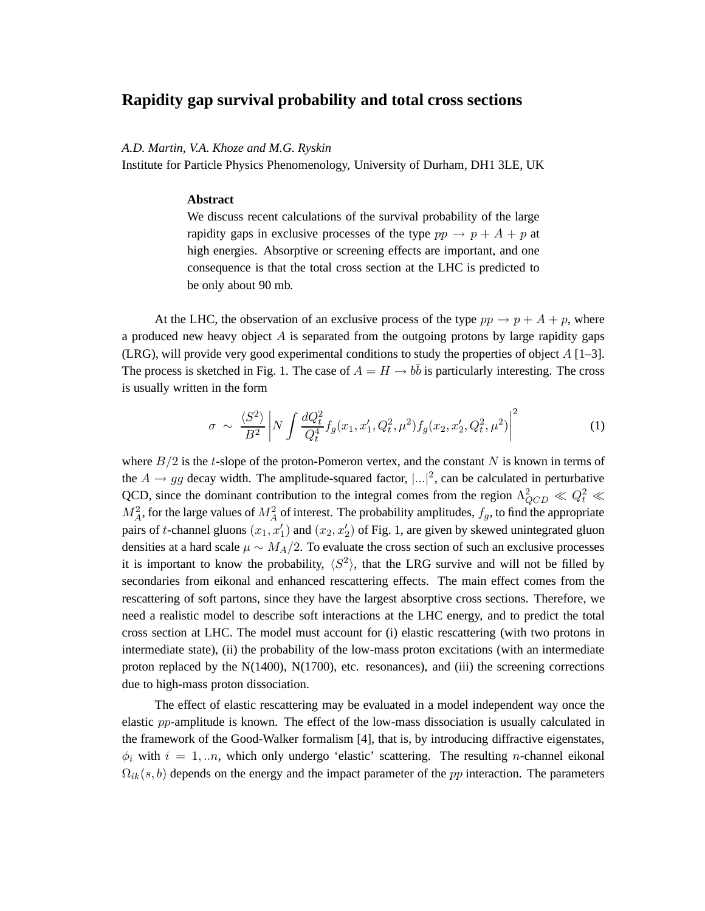# Rapidity gap survival probability and total cross sections

*A.D. Martin, V.A. Khoze and M.G. Ryskin*
Institute for Particle Physics Phenomenology, University of Durham, DH1 3LE, UK

### Abstract

We discuss recent calculations of the survival probability of the large rapidity gaps in exclusive processes of the type $pp \to p + A + p$ at high energies. Absorptive or screening effects are important, and one consequence is that the total cross section at the LHC is predicted to be only about 90 mb.

At the LHC, the observation of an exclusive process of the type $pp \to p + A + p$, where a produced new heavy object $A$ is separated from the outgoing protons by large rapidity gaps (LRG), will provide very good experimental conditions to study the properties of object $A$ [1–3]. The process is sketched in Fig. 1. The case of $A = H \to b\bar{b}$ is particularly interesting. The cross is usually written in the form

$$\sigma \sim \frac{\langle S^2 \rangle}{B^2} \left| N \int \frac{dQ_t^2}{Q_t^4} f_g(x_1, x_1', Q_t^2, \mu^2) f_g(x_2, x_2', Q_t^2, \mu^2) \right|^2 \tag{1}$$

where $B/2$ is the $t$-slope of the proton-Pomeron vertex, and the constant $N$ is known in terms of the $A \to gg$ decay width. The amplitude-squared factor, $|...|^2$, can be calculated in perturbative QCD, since the dominant contribution to the integral comes from the region $\Lambda_{QCD}^2 \ll Q_t^2 \ll M_A^2$, for the large values of $M_A^2$ of interest. The probability amplitudes, $f_g$, to find the appropriate pairs of $t$-channel gluons $(x_1, x_1')$ and $(x_2, x_2')$ of Fig. 1, are given by skewed unintegrated gluon densities at a hard scale $\mu \sim M_A/2$. To evaluate the cross section of such an exclusive processes it is important to know the probability, $\langle S^2 \rangle$, that the LRG survive and will not be filled by secondaries from eikonal and enhanced rescattering effects. The main effect comes from the rescattering of soft partons, since they have the largest absorptive cross sections. Therefore, we need a realistic model to describe soft interactions at the LHC energy, and to predict the total cross section at LHC. The model must account for (i) elastic rescattering (with two protons in intermediate state), (ii) the probability of the low-mass proton excitations (with an intermediate proton replaced by the N(1400), N(1700), etc. resonances), and (iii) the screening corrections due to high-mass proton dissociation.

The effect of elastic rescattering may be evaluated in a model independent way once the elastic $pp$-amplitude is known. The effect of the low-mass dissociation is usually calculated in the framework of the Good-Walker formalism [4], that is, by introducing diffractive eigenstates, $\phi_i$ with $i = 1, ..n$, which only undergo 'elastic' scattering. The resulting $n$-channel eikonal $\Omega_{ik}(s, b)$ depends on the energy and the impact parameter of the $pp$ interaction. The parameters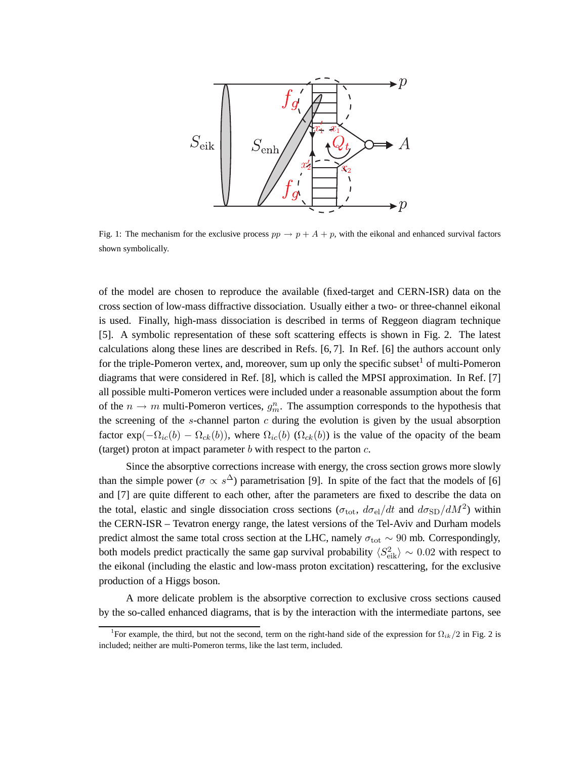Fig. 1: The mechanism for the exclusive process $pp \to p + A + p$, with the eikonal and enhanced survival factors shown symbolically.

of the model are chosen to reproduce the available (fixed-target and CERN-ISR) data on the cross section of low-mass diffractive dissociation. Usually either a two- or three-channel eikonal is used. Finally, high-mass dissociation is described in terms of Reggeon diagram technique [5]. A symbolic representation of these soft scattering effects is shown in Fig. 2. The latest calculations along these lines are described in Refs. [6, 7]. In Ref. [6] the authors account only for the triple-Pomeron vertex, and, moreover, sum up only the specific subset[1] of multi-Pomeron diagrams that were considered in Ref. [8], which is called the MPSI approximation. In Ref. [7] all possible multi-Pomeron vertices were included under a reasonable assumption about the form of the $n \to m$ multi-Pomeron vertices, $g^n_m$. The assumption corresponds to the hypothesis that the screening of the $s$-channel parton $c$ during the evolution is given by the usual absorption factor $\exp(-\Omega_{ic}(b) - \Omega_{ck}(b))$, where $\Omega_{ic}(b)$ ($\Omega_{ck}(b)$) is the value of the opacity of the beam (target) proton at impact parameter $b$ with respect to the parton $c$.

Since the absorptive corrections increase with energy, the cross section grows more slowly than the simple power ($\sigma \propto s^{\Delta}$) parametrisation [9]. In spite of the fact that the models of [6] and [7] are quite different to each other, after the parameters are fixed to describe the data on the total, elastic and single dissociation cross sections ($\sigma_{\rm tot}$, $d\sigma_{\rm el}/dt$ and $d\sigma_{\rm SD}/dM^2$) within the CERN-ISR – Tevatron energy range, the latest versions of the Tel-Aviv and Durham models predict almost the same total cross section at the LHC, namely $\sigma_{\rm tot} \sim 90$ mb. Correspondingly, both models predict practically the same gap survival probability $\langle S^2_{\rm eik} \rangle \sim 0.02$ with respect to the eikonal (including the elastic and low-mass proton excitation) rescattering, for the exclusive production of a Higgs boson.

A more delicate problem is the absorptive correction to exclusive cross sections caused by the so-called enhanced diagrams, that is by the interaction with the intermediate partons, see

[1] For example, the third, but not the second, term on the right-hand side of the expression for $\Omega_{ik}/2$ in Fig. 2 is included; neither are multi-Pomeron terms, like the last term, included.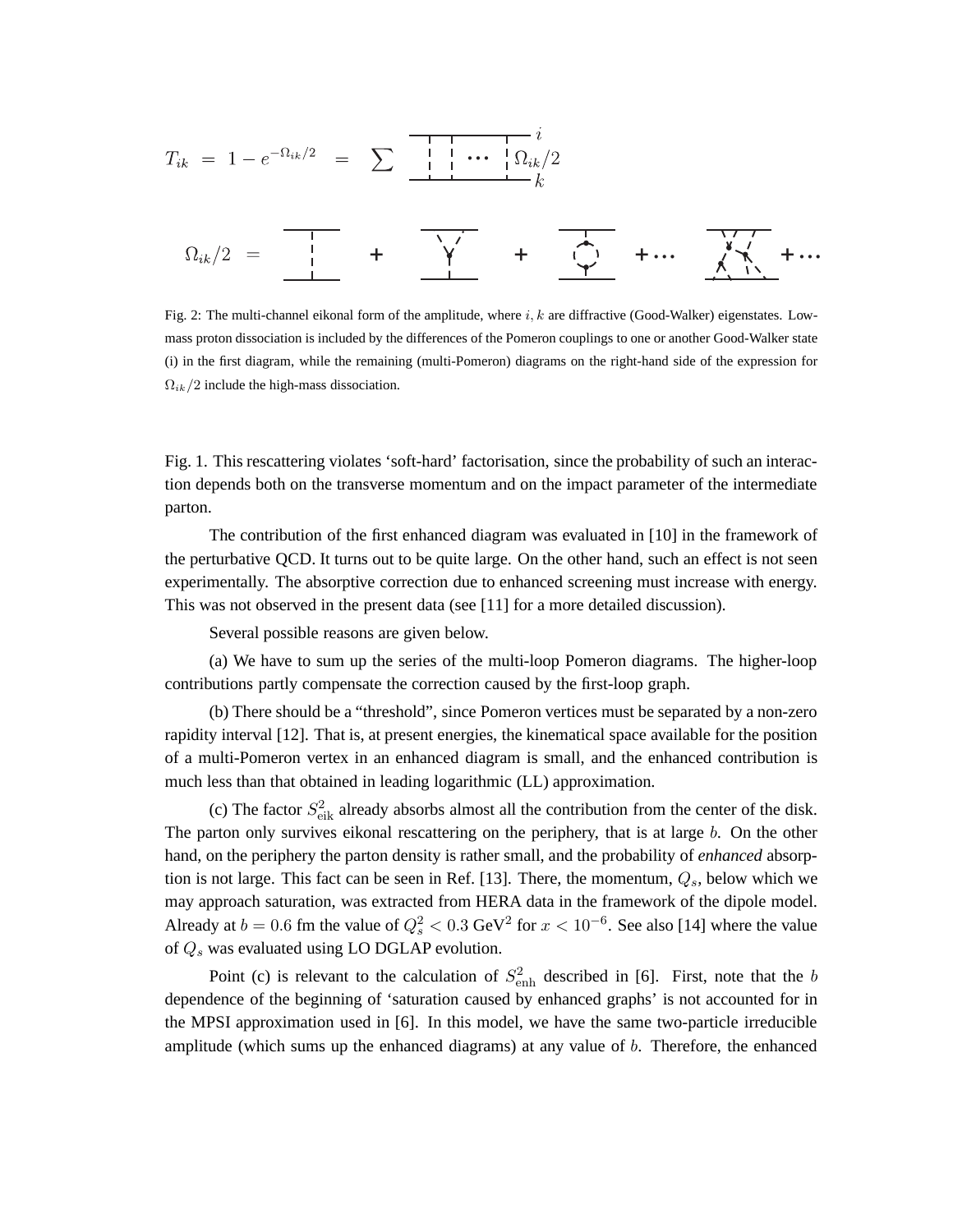$$T_{ik} \ = \ 1 - e^{-\Omega_{ik}/2} \quad = \quad \sum$$

Fig. 2: The multi-channel eikonal form of the amplitude, where $i, k$ are diffractive (Good-Walker) eigenstates. Low-mass proton dissociation is included by the differences of the Pomeron couplings to one or another Good-Walker state (i) in the first diagram, while the remaining (multi-Pomeron) diagrams on the right-hand side of the expression for $\Omega_{ik}/2$ include the high-mass dissociation.

Fig. 1. This rescattering violates 'soft-hard' factorisation, since the probability of such an interaction depends both on the transverse momentum and on the impact parameter of the intermediate parton.

The contribution of the first enhanced diagram was evaluated in [10] in the framework of the perturbative QCD. It turns out to be quite large. On the other hand, such an effect is not seen experimentally. The absorptive correction due to enhanced screening must increase with energy. This was not observed in the present data (see [11] for a more detailed discussion).

Several possible reasons are given below.

(a) We have to sum up the series of the multi-loop Pomeron diagrams. The higher-loop contributions partly compensate the correction caused by the first-loop graph.

(b) There should be a "threshold", since Pomeron vertices must be separated by a non-zero rapidity interval [12]. That is, at present energies, the kinematical space available for the position of a multi-Pomeron vertex in an enhanced diagram is small, and the enhanced contribution is much less than that obtained in leading logarithmic (LL) approximation.

(c) The factor $S^2_{\rm eik}$ already absorbs almost all the contribution from the center of the disk. The parton only survives eikonal rescattering on the periphery, that is at large $b$. On the other hand, on the periphery the parton density is rather small, and the probability of *enhanced* absorption is not large. This fact can be seen in Ref. [13]. There, the momentum, $Q_s$, below which we may approach saturation, was extracted from HERA data in the framework of the dipole model. Already at $b = 0.6$ fm the value of $Q^2_s < 0.3$ GeV$^2$ for $x < 10^{-6}$. See also [14] where the value of $Q_s$ was evaluated using LO DGLAP evolution.

Point (c) is relevant to the calculation of $S^2_{\rm enh}$ described in [6]. First, note that the $b$ dependence of the beginning of 'saturation caused by enhanced graphs' is not accounted for in the MPSI approximation used in [6]. In this model, we have the same two-particle irreducible amplitude (which sums up the enhanced diagrams) at any value of $b$. Therefore, the enhanced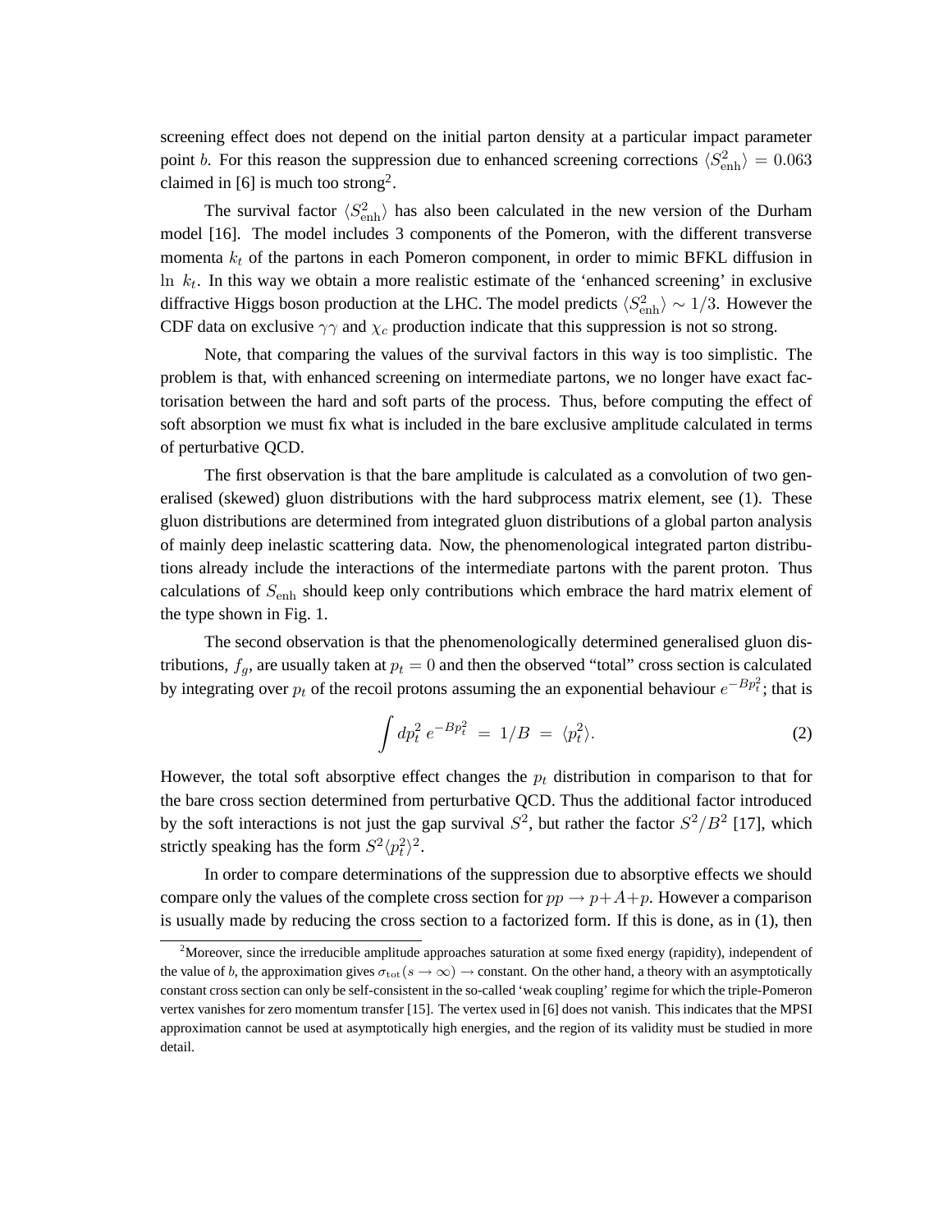screening effect does not depend on the initial parton density at a particular impact parameter point $b$. For this reason the suppression due to enhanced screening corrections $\langle S^2_{\rm enh}\rangle = 0.063$ claimed in [6] is much too strong[2].

The survival factor $\langle S^2_{\rm enh}\rangle$ has also been calculated in the new version of the Durham model [16]. The model includes 3 components of the Pomeron, with the different transverse momenta $k_t$ of the partons in each Pomeron component, in order to mimic BFKL diffusion in $\ln\, k_t$. In this way we obtain a more realistic estimate of the 'enhanced screening' in exclusive diffractive Higgs boson production at the LHC. The model predicts $\langle S^2_{\rm enh}\rangle \sim 1/3$. However the CDF data on exclusive $\gamma\gamma$ and $\chi_c$ production indicate that this suppression is not so strong.

Note, that comparing the values of the survival factors in this way is too simplistic. The problem is that, with enhanced screening on intermediate partons, we no longer have exact factorisation between the hard and soft parts of the process. Thus, before computing the effect of soft absorption we must fix what is included in the bare exclusive amplitude calculated in terms of perturbative QCD.

The first observation is that the bare amplitude is calculated as a convolution of two generalised (skewed) gluon distributions with the hard subprocess matrix element, see (1). These gluon distributions are determined from integrated gluon distributions of a global parton analysis of mainly deep inelastic scattering data. Now, the phenomenological integrated parton distributions already include the interactions of the intermediate partons with the parent proton. Thus calculations of $S_{\rm enh}$ should keep only contributions which embrace the hard matrix element of the type shown in Fig. 1.

The second observation is that the phenomenologically determined generalised gluon distributions, $f_g$, are usually taken at $p_t = 0$ and then the observed "total" cross section is calculated by integrating over $p_t$ of the recoil protons assuming the an exponential behaviour $e^{-Bp_t^2}$; that is

$$\int dp_t^2\; e^{-Bp_t^2} \;=\; 1/B \;=\; \langle p_t^2\rangle. \tag{2}$$

However, the total soft absorptive effect changes the $p_t$ distribution in comparison to that for the bare cross section determined from perturbative QCD. Thus the additional factor introduced by the soft interactions is not just the gap survival $S^2$, but rather the factor $S^2/B^2$ [17], which strictly speaking has the form $S^2\langle p_t^2\rangle^2$.

In order to compare determinations of the suppression due to absorptive effects we should compare only the values of the complete cross section for $pp \to p + A + p$. However a comparison is usually made by reducing the cross section to a factorized form. If this is done, as in (1), then

[2] Moreover, since the irreducible amplitude approaches saturation at some fixed energy (rapidity), independent of the value of $b$, the approximation gives $\sigma_{\rm tot}(s \to \infty) \to$ constant. On the other hand, a theory with an asymptotically constant cross section can only be self-consistent in the so-called 'weak coupling' regime for which the triple-Pomeron vertex vanishes for zero momentum transfer [15]. The vertex used in [6] does not vanish. This indicates that the MPSI approximation cannot be used at asymptotically high energies, and the region of its validity must be studied in more detail.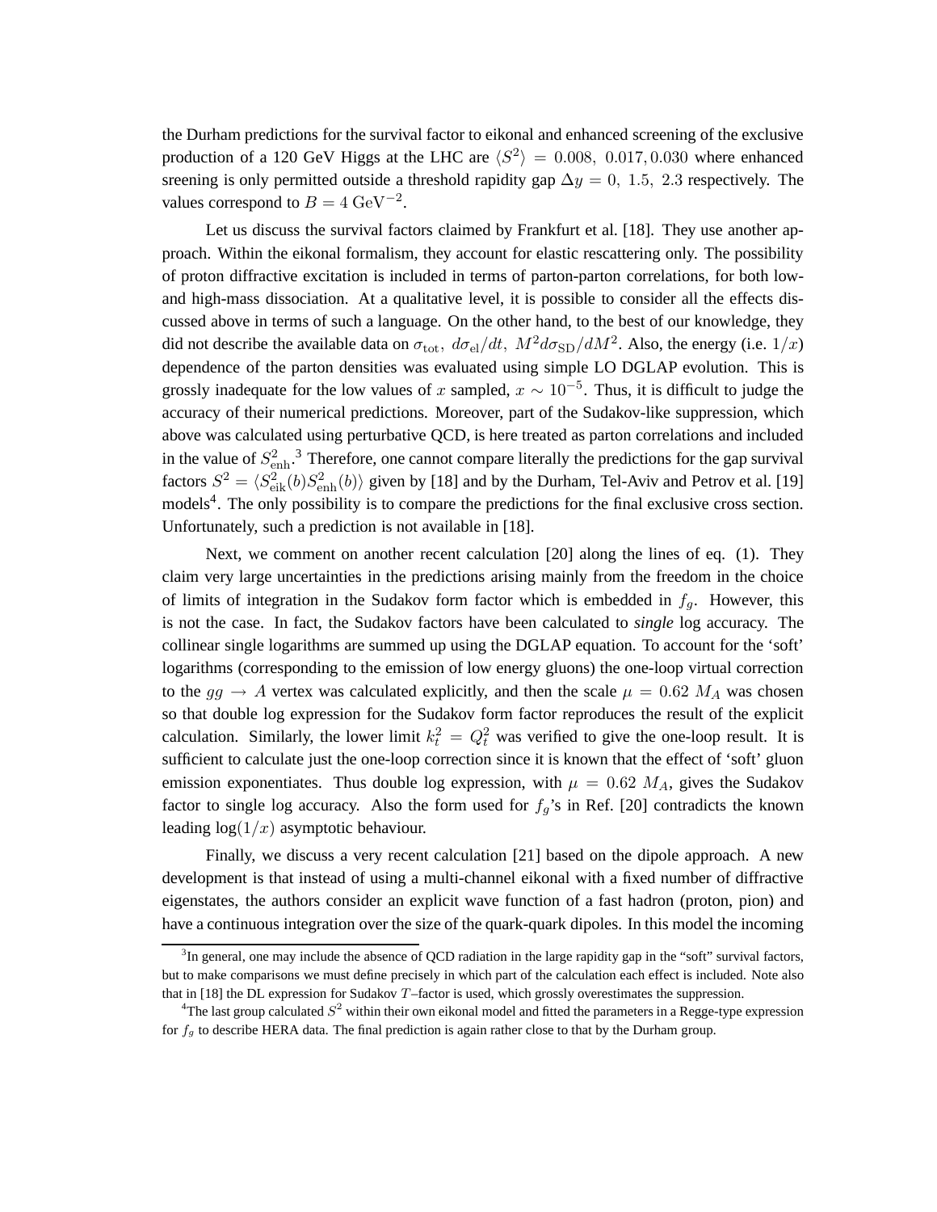the Durham predictions for the survival factor to eikonal and enhanced screening of the exclusive production of a 120 GeV Higgs at the LHC are $\langle S^2 \rangle = 0.008,\ 0.017, 0.030$ where enhanced sreening is only permitted outside a threshold rapidity gap $\Delta y = 0,\ 1.5,\ 2.3$ respectively. The values correspond to $B = 4\ \mathrm{GeV}^{-2}$.

Let us discuss the survival factors claimed by Frankfurt et al. [18]. They use another approach. Within the eikonal formalism, they account for elastic rescattering only. The possibility of proton diffractive excitation is included in terms of parton-parton correlations, for both low- and high-mass dissociation. At a qualitative level, it is possible to consider all the effects discussed above in terms of such a language. On the other hand, to the best of our knowledge, they did not describe the available data on $\sigma_{\rm tot},\ d\sigma_{\rm el}/dt,\ M^2 d\sigma_{\rm SD}/dM^2$. Also, the energy (i.e. $1/x$) dependence of the parton densities was evaluated using simple LO DGLAP evolution. This is grossly inadequate for the low values of $x$ sampled, $x \sim 10^{-5}$. Thus, it is difficult to judge the accuracy of their numerical predictions. Moreover, part of the Sudakov-like suppression, which above was calculated using perturbative QCD, is here treated as parton correlations and included in the value of $S^2_{\rm enh}$.[3] Therefore, one cannot compare literally the predictions for the gap survival factors $S^2 = \langle S^2_{\rm eik}(b) S^2_{\rm enh}(b) \rangle$ given by [18] and by the Durham, Tel-Aviv and Petrov et al. [19] models[4]. The only possibility is to compare the predictions for the final exclusive cross section. Unfortunately, such a prediction is not available in [18].

Next, we comment on another recent calculation [20] along the lines of eq. (1). They claim very large uncertainties in the predictions arising mainly from the freedom in the choice of limits of integration in the Sudakov form factor which is embedded in $f_g$. However, this is not the case. In fact, the Sudakov factors have been calculated to *single* log accuracy. The collinear single logarithms are summed up using the DGLAP equation. To account for the 'soft' logarithms (corresponding to the emission of low energy gluons) the one-loop virtual correction to the $gg \to A$ vertex was calculated explicitly, and then the scale $\mu = 0.62\ M_A$ was chosen so that double log expression for the Sudakov form factor reproduces the result of the explicit calculation. Similarly, the lower limit $k_t^2 = Q_t^2$ was verified to give the one-loop result. It is sufficient to calculate just the one-loop correction since it is known that the effect of 'soft' gluon emission exponentiates. Thus double log expression, with $\mu = 0.62\ M_A$, gives the Sudakov factor to single log accuracy. Also the form used for $f_g$'s in Ref. [20] contradicts the known leading $\log(1/x)$ asymptotic behaviour.

Finally, we discuss a very recent calculation [21] based on the dipole approach. A new development is that instead of using a multi-channel eikonal with a fixed number of diffractive eigenstates, the authors consider an explicit wave function of a fast hadron (proton, pion) and have a continuous integration over the size of the quark-quark dipoles. In this model the incoming

---

[3] In general, one may include the absence of QCD radiation in the large rapidity gap in the "soft" survival factors, but to make comparisons we must define precisely in which part of the calculation each effect is included. Note also that in [18] the DL expression for Sudakov $T$–factor is used, which grossly overestimates the suppression.

[4] The last group calculated $S^2$ within their own eikonal model and fitted the parameters in a Regge-type expression for $f_g$ to describe HERA data. The final prediction is again rather close to that by the Durham group.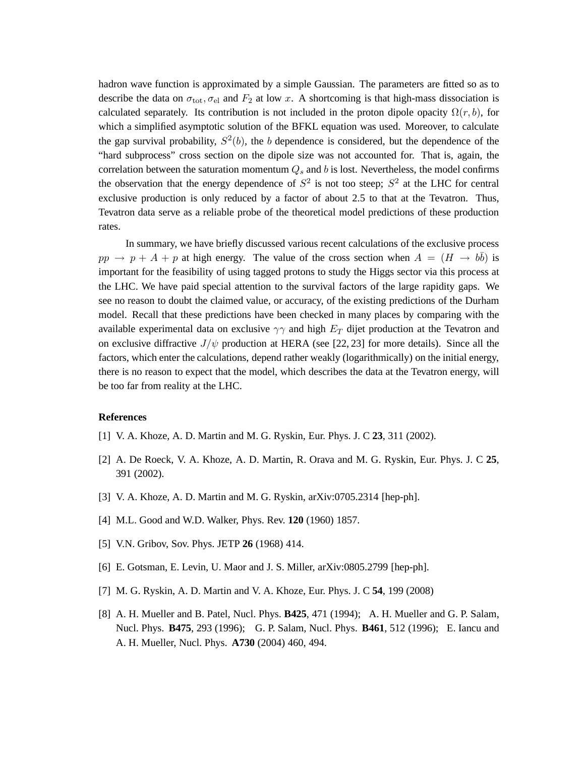hadron wave function is approximated by a simple Gaussian. The parameters are fitted so as to describe the data on $\sigma_{\rm tot}, \sigma_{\rm el}$ and $F_2$ at low $x$. A shortcoming is that high-mass dissociation is calculated separately. Its contribution is not included in the proton dipole opacity $\Omega(r, b)$, for which a simplified asymptotic solution of the BFKL equation was used. Moreover, to calculate the gap survival probability, $S^2(b)$, the $b$ dependence is considered, but the dependence of the "hard subprocess" cross section on the dipole size was not accounted for. That is, again, the correlation between the saturation momentum $Q_s$ and $b$ is lost. Nevertheless, the model confirms the observation that the energy dependence of $S^2$ is not too steep; $S^2$ at the LHC for central exclusive production is only reduced by a factor of about 2.5 to that at the Tevatron. Thus, Tevatron data serve as a reliable probe of the theoretical model predictions of these production rates.

In summary, we have briefly discussed various recent calculations of the exclusive process $pp \to p + A + p$ at high energy. The value of the cross section when $A = (H \to b\bar{b})$ is important for the feasibility of using tagged protons to study the Higgs sector via this process at the LHC. We have paid special attention to the survival factors of the large rapidity gaps. We see no reason to doubt the claimed value, or accuracy, of the existing predictions of the Durham model. Recall that these predictions have been checked in many places by comparing with the available experimental data on exclusive $\gamma\gamma$ and high $E_T$ dijet production at the Tevatron and on exclusive diffractive $J/\psi$ production at HERA (see [22, 23] for more details). Since all the factors, which enter the calculations, depend rather weakly (logarithmically) on the initial energy, there is no reason to expect that the model, which describes the data at the Tevatron energy, will be too far from reality at the LHC.

## References

[1] V. A. Khoze, A. D. Martin and M. G. Ryskin, Eur. Phys. J. C **23**, 311 (2002).

[2] A. De Roeck, V. A. Khoze, A. D. Martin, R. Orava and M. G. Ryskin, Eur. Phys. J. C **25**, 391 (2002).

[3] V. A. Khoze, A. D. Martin and M. G. Ryskin, arXiv:0705.2314 [hep-ph].

[4] M.L. Good and W.D. Walker, Phys. Rev. **120** (1960) 1857.

[5] V.N. Gribov, Sov. Phys. JETP **26** (1968) 414.

[6] E. Gotsman, E. Levin, U. Maor and J. S. Miller, arXiv:0805.2799 [hep-ph].

[7] M. G. Ryskin, A. D. Martin and V. A. Khoze, Eur. Phys. J. C **54**, 199 (2008)

[8] A. H. Mueller and B. Patel, Nucl. Phys. **B425**, 471 (1994); A. H. Mueller and G. P. Salam, Nucl. Phys. **B475**, 293 (1996); G. P. Salam, Nucl. Phys. **B461**, 512 (1996); E. Iancu and A. H. Mueller, Nucl. Phys. **A730** (2004) 460, 494.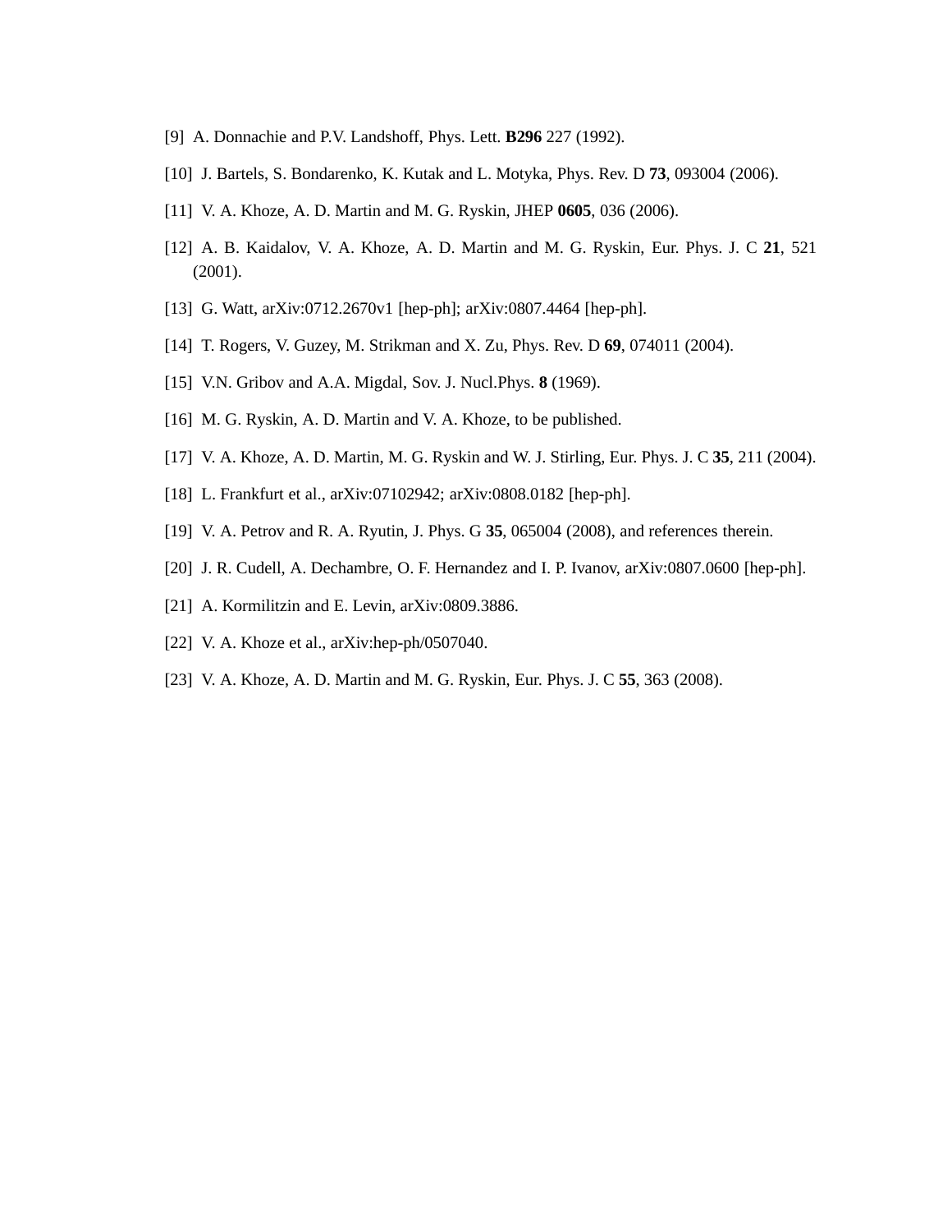[9] A. Donnachie and P.V. Landshoff, Phys. Lett. **B296** 227 (1992).

[10] J. Bartels, S. Bondarenko, K. Kutak and L. Motyka, Phys. Rev. D **73**, 093004 (2006).

[11] V. A. Khoze, A. D. Martin and M. G. Ryskin, JHEP **0605**, 036 (2006).

[12] A. B. Kaidalov, V. A. Khoze, A. D. Martin and M. G. Ryskin, Eur. Phys. J. C **21**, 521 (2001).

[13] G. Watt, arXiv:0712.2670v1 [hep-ph]; arXiv:0807.4464 [hep-ph].

[14] T. Rogers, V. Guzey, M. Strikman and X. Zu, Phys. Rev. D **69**, 074011 (2004).

[15] V.N. Gribov and A.A. Migdal, Sov. J. Nucl.Phys. **8** (1969).

[16] M. G. Ryskin, A. D. Martin and V. A. Khoze, to be published.

[17] V. A. Khoze, A. D. Martin, M. G. Ryskin and W. J. Stirling, Eur. Phys. J. C **35**, 211 (2004).

[18] L. Frankfurt et al., arXiv:07102942; arXiv:0808.0182 [hep-ph].

[19] V. A. Petrov and R. A. Ryutin, J. Phys. G **35**, 065004 (2008), and references therein.

[20] J. R. Cudell, A. Dechambre, O. F. Hernandez and I. P. Ivanov, arXiv:0807.0600 [hep-ph].

[21] A. Kormilitzin and E. Levin, arXiv:0809.3886.

[22] V. A. Khoze et al., arXiv:hep-ph/0507040.

[23] V. A. Khoze, A. D. Martin and M. G. Ryskin, Eur. Phys. J. C **55**, 363 (2008).